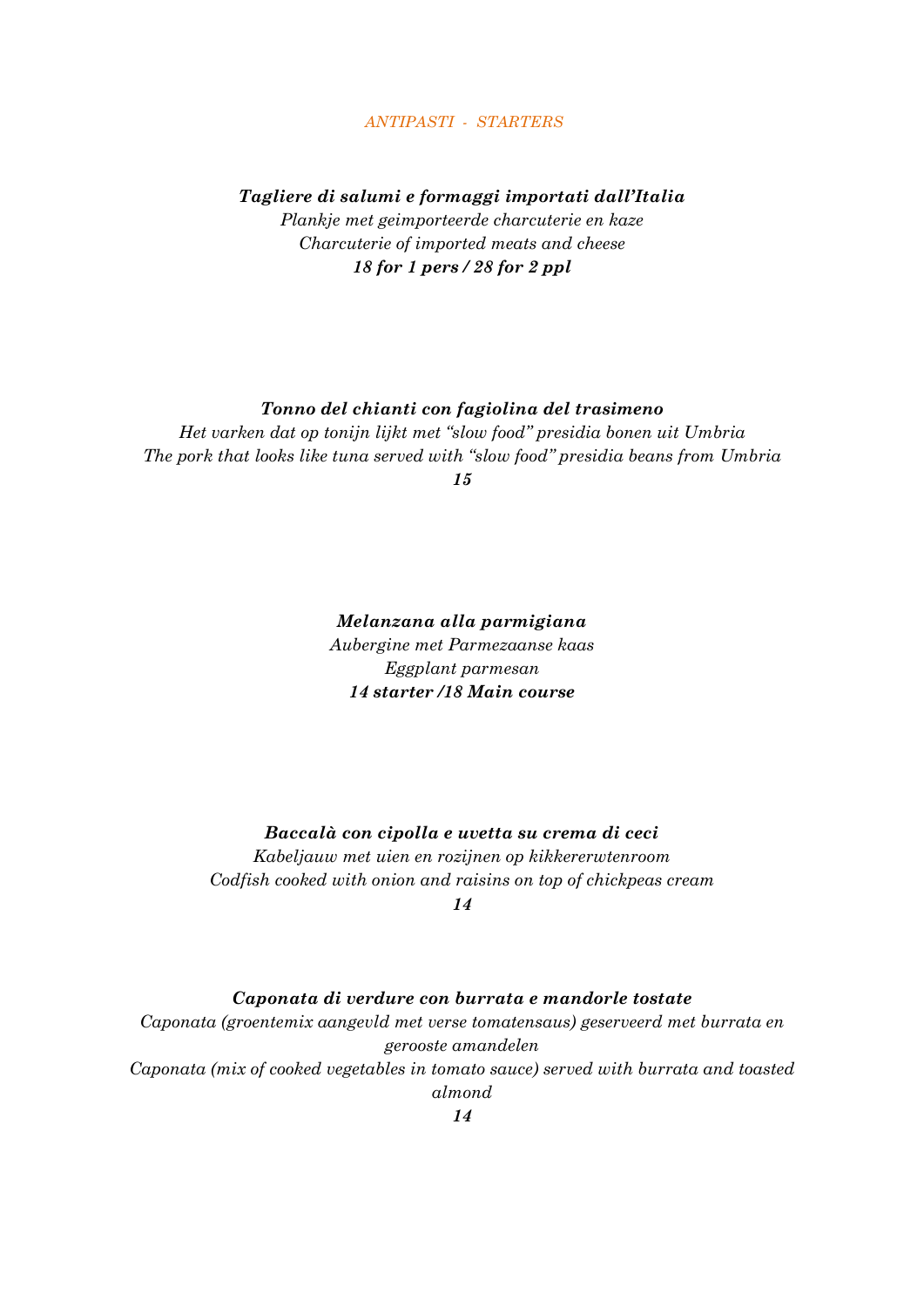## *ANTIPASTI - STARTERS*

***Tagliere di salumi e formaggi importati dall'Italia***

*Plankje met geimporteerde charcuterie en kaze*

*Charcuterie of imported meats and cheese*

***18 for 1 pers / 28 for 2 ppl***

***Tonno del chianti con fagiolina del trasimeno***

*Het varken dat op tonijn lijkt met "slow food" presidia bonen uit Umbria*

*The pork that looks like tuna served with "slow food" presidia beans from Umbria*

***15***

***Melanzana alla parmigiana***

*Aubergine met Parmezaanse kaas*

*Eggplant parmesan*

***14 starter /18 Main course***

***Baccalà con cipolla e uvetta su crema di ceci***

*Kabeljauw met uien en rozijnen op kikkererwtenroom*

*Codfish cooked with onion and raisins on top of chickpeas cream*

***14***

***Caponata di verdure con burrata e mandorle tostate***

*Caponata (groentemix aangevld met verse tomatensaus) geserveerd met burrata en gerooste amandelen*

*Caponata (mix of cooked vegetables in tomato sauce) served with burrata and toasted almond*

***14***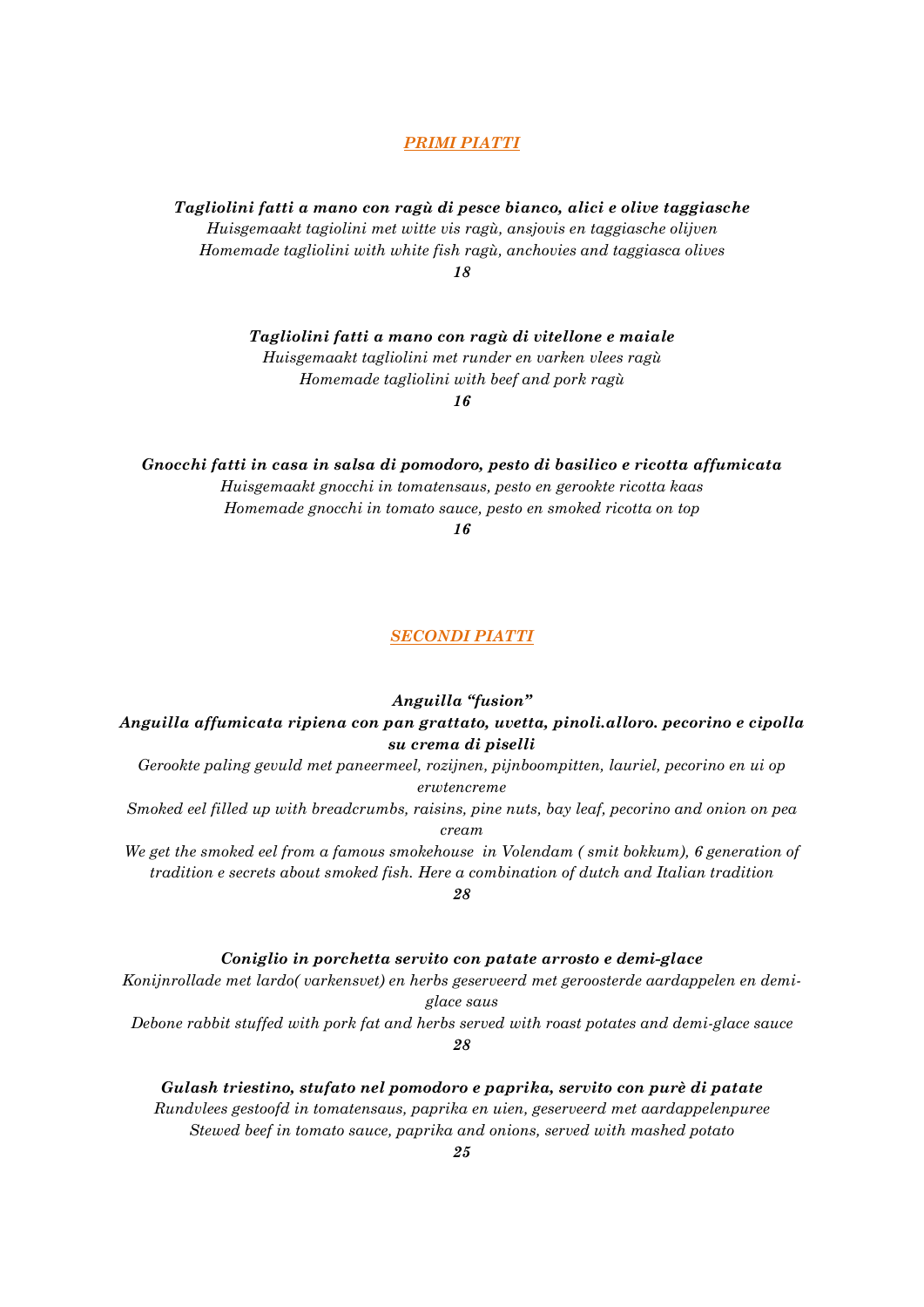## PRIMI PIATTI

***Tagliolini fatti a mano con ragù di pesce bianco, alici e olive taggiasche***
*Huisgemaakt tagiolini met witte vis ragù, ansjovis en taggiasche olijven*
*Homemade tagliolini with white fish ragù, anchovies and taggiasca olives*
***18***

***Tagliolini fatti a mano con ragù di vitellone e maiale***
*Huisgemaakt tagliolini met runder en varken vlees ragù*
*Homemade tagliolini with beef and pork ragù*
***16***

***Gnocchi fatti in casa in salsa di pomodoro, pesto di basilico e ricotta affumicata***
*Huisgemaakt gnocchi in tomatensaus, pesto en gerookte ricotta kaas*
*Homemade gnocchi in tomato sauce, pesto en smoked ricotta on top*
***16***

## SECONDI PIATTI

***Anguilla "fusion"***
***Anguilla affumicata ripiena con pan grattato, uvetta, pinoli.alloro. pecorino e cipolla su crema di piselli***
*Gerookte paling gevuld met paneermeel, rozijnen, pijnboompitten, lauriel, pecorino en ui op erwtencreme*
*Smoked eel filled up with breadcrumbs, raisins, pine nuts, bay leaf, pecorino and onion on pea cream*
*We get the smoked eel from a famous smokehouse in Volendam ( smit bokkum), 6 generation of tradition e secrets about smoked fish. Here a combination of dutch and Italian tradition*
***28***

***Coniglio in porchetta servito con patate arrosto e demi-glace***
*Konijnrollade met lardo( varkensvet) en herbs geserveerd met geroosterde aardappelen en demi-glace saus*
*Debone rabbit stuffed with pork fat and herbs served with roast potates and demi-glace sauce*
***28***

***Gulash triestino, stufato nel pomodoro e paprika, servito con purè di patate***
*Rundvlees gestoofd in tomatensaus, paprika en uien, geserveerd met aardappelenpuree*
*Stewed beef in tomato sauce, paprika and onions, served with mashed potato*
***25***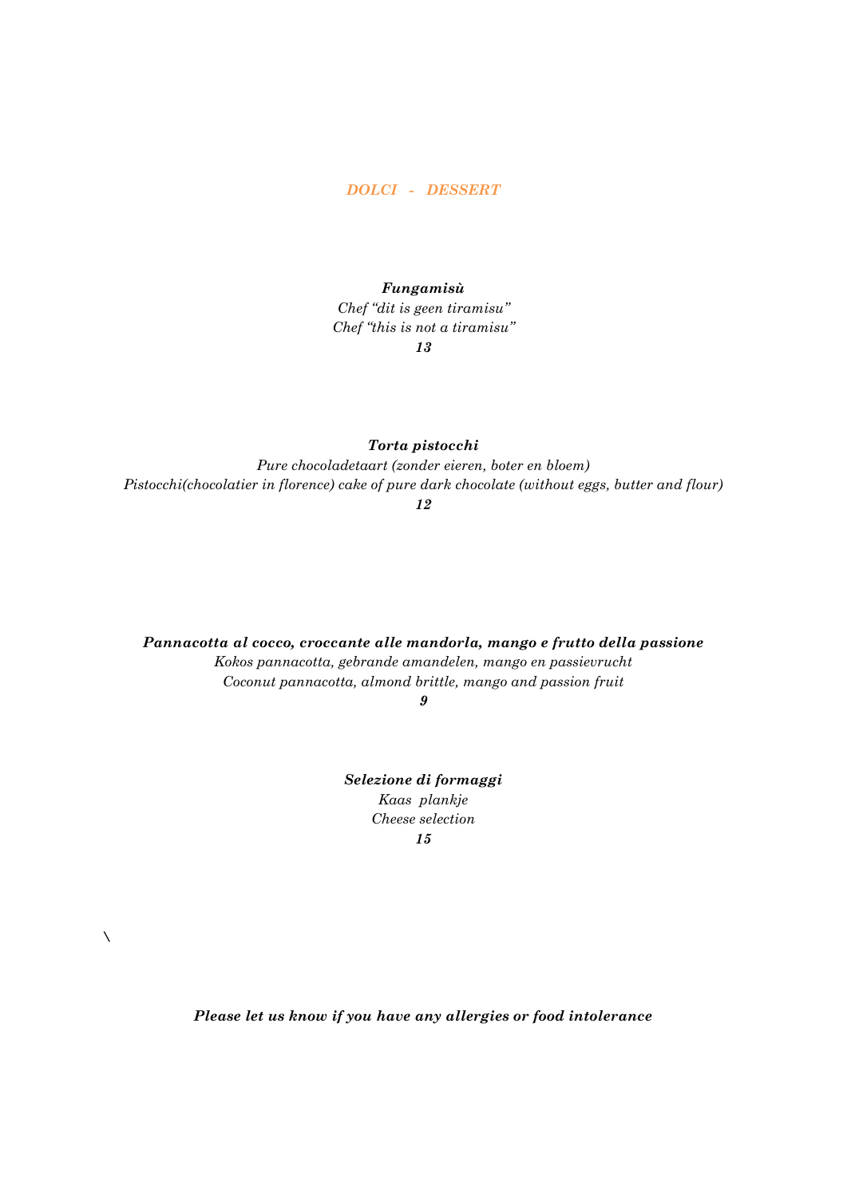## *DOLCI - DESSERT*

***Fungamisù***
*Chef "dit is geen tiramisu"*
*Chef "this is not a tiramisu"*
***13***

***Torta pistocchi***
*Pure chocoladetaart (zonder eieren, boter en bloem)*
*Pistocchi(chocolatier in florence) cake of pure dark chocolate (without eggs, butter and flour)*
***12***

***Pannacotta al cocco, croccante alle mandorla, mango e frutto della passione***
*Kokos pannacotta, gebrande amandelen, mango en passievrucht*
*Coconut pannacotta, almond brittle, mango and passion fruit*
***9***

***Selezione di formaggi***
*Kaas plankje*
*Cheese selection*
***15***

\

***Please let us know if you have any allergies or food intolerance***